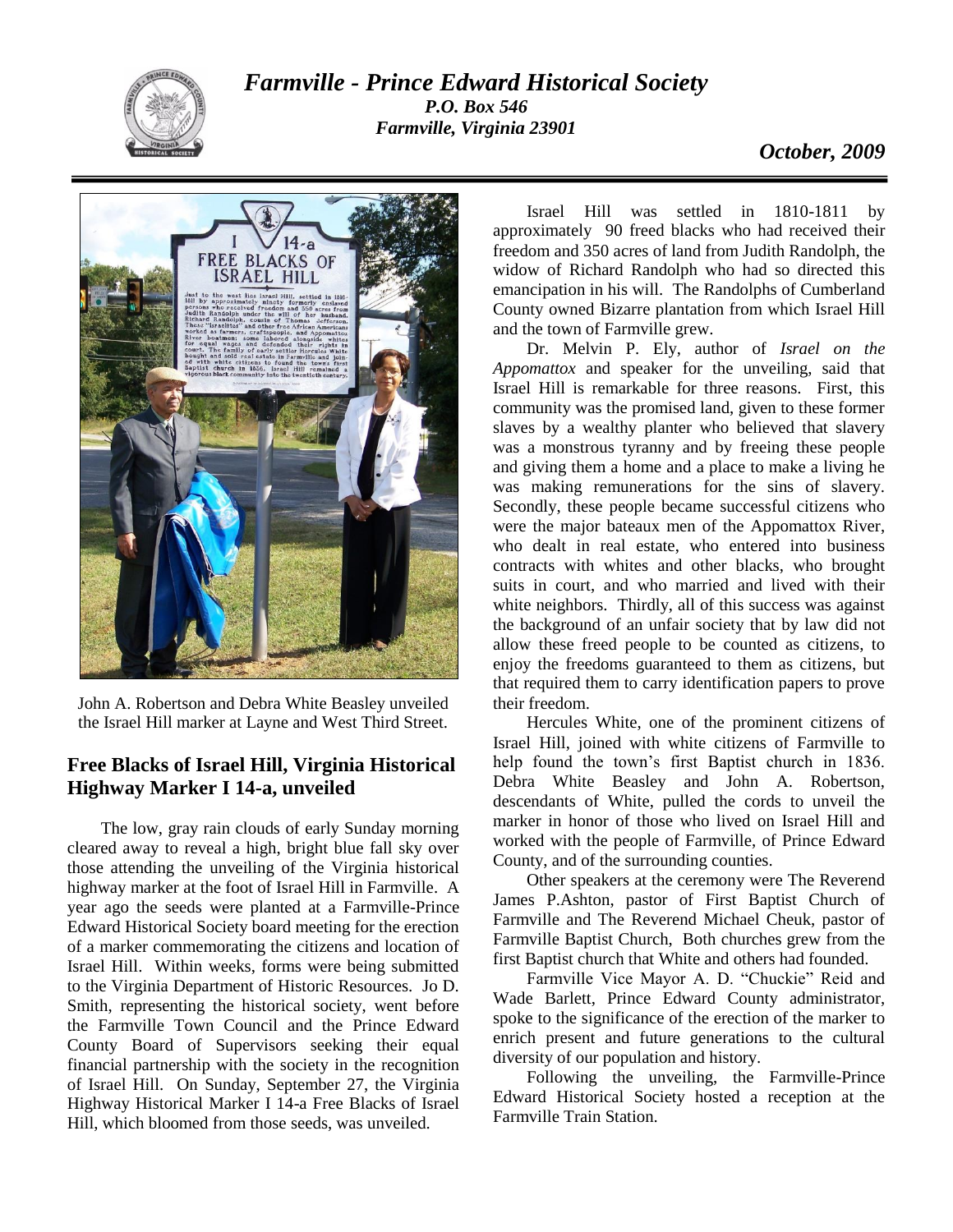# *Farmville - Prince Edward Historical Society*

***P.O. Box 546***
***Farmville, Virginia 23901***

***October, 2009***

John A. Robertson and Debra White Beasley unveiled the Israel Hill marker at Layne and West Third Street.

## Free Blacks of Israel Hill, Virginia Historical Highway Marker I 14-a, unveiled

The low, gray rain clouds of early Sunday morning cleared away to reveal a high, bright blue fall sky over those attending the unveiling of the Virginia historical highway marker at the foot of Israel Hill in Farmville. A year ago the seeds were planted at a Farmville-Prince Edward Historical Society board meeting for the erection of a marker commemorating the citizens and location of Israel Hill. Within weeks, forms were being submitted to the Virginia Department of Historic Resources. Jo D. Smith, representing the historical society, went before the Farmville Town Council and the Prince Edward County Board of Supervisors seeking their equal financial partnership with the society in the recognition of Israel Hill. On Sunday, September 27, the Virginia Highway Historical Marker I 14-a Free Blacks of Israel Hill, which bloomed from those seeds, was unveiled.

Israel Hill was settled in 1810-1811 by approximately 90 freed blacks who had received their freedom and 350 acres of land from Judith Randolph, the widow of Richard Randolph who had so directed this emancipation in his will. The Randolphs of Cumberland County owned Bizarre plantation from which Israel Hill and the town of Farmville grew.

Dr. Melvin P. Ely, author of *Israel on the Appomattox* and speaker for the unveiling, said that Israel Hill is remarkable for three reasons. First, this community was the promised land, given to these former slaves by a wealthy planter who believed that slavery was a monstrous tyranny and by freeing these people and giving them a home and a place to make a living he was making remunerations for the sins of slavery. Secondly, these people became successful citizens who were the major bateaux men of the Appomattox River, who dealt in real estate, who entered into business contracts with whites and other blacks, who brought suits in court, and who married and lived with their white neighbors. Thirdly, all of this success was against the background of an unfair society that by law did not allow these freed people to be counted as citizens, to enjoy the freedoms guaranteed to them as citizens, but that required them to carry identification papers to prove their freedom.

Hercules White, one of the prominent citizens of Israel Hill, joined with white citizens of Farmville to help found the town's first Baptist church in 1836. Debra White Beasley and John A. Robertson, descendants of White, pulled the cords to unveil the marker in honor of those who lived on Israel Hill and worked with the people of Farmville, of Prince Edward County, and of the surrounding counties.

Other speakers at the ceremony were The Reverend James P.Ashton, pastor of First Baptist Church of Farmville and The Reverend Michael Cheuk, pastor of Farmville Baptist Church, Both churches grew from the first Baptist church that White and others had founded.

Farmville Vice Mayor A. D. "Chuckie" Reid and Wade Barlett, Prince Edward County administrator, spoke to the significance of the erection of the marker to enrich present and future generations to the cultural diversity of our population and history.

Following the unveiling, the Farmville-Prince Edward Historical Society hosted a reception at the Farmville Train Station.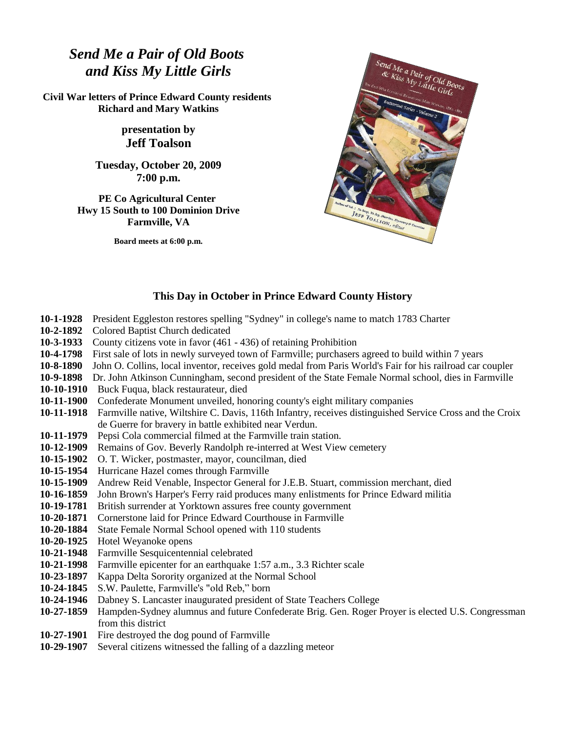# *Send Me a Pair of Old Boots and Kiss My Little Girls*

**Civil War letters of Prince Edward County residents Richard and Mary Watkins**

**presentation by**
**Jeff Toalson**

**Tuesday, October 20, 2009**
**7:00 p.m.**

**PE Co Agricultural Center**
**Hwy 15 South to 100 Dominion Drive**
**Farmville, VA**

**Board meets at 6:00 p.m.**

## This Day in October in Prince Edward County History

**10-1-1928** President Eggleston restores spelling "Sydney" in college's name to match 1783 Charter
**10-2-1892** Colored Baptist Church dedicated
**10-3-1933** County citizens vote in favor (461 - 436) of retaining Prohibition
**10-4-1798** First sale of lots in newly surveyed town of Farmville; purchasers agreed to build within 7 years
**10-8-1890** John O. Collins, local inventor, receives gold medal from Paris World's Fair for his railroad car coupler
**10-9-1898** Dr. John Atkinson Cunningham, second president of the State Female Normal school, dies in Farmville
**10-10-1910** Buck Fuqua, black restaurateur, died
**10-11-1900** Confederate Monument unveiled, honoring county's eight military companies
**10-11-1918** Farmville native, Wiltshire C. Davis, 116th Infantry, receives distinguished Service Cross and the Croix de Guerre for bravery in battle exhibited near Verdun.
**10-11-1979** Pepsi Cola commercial filmed at the Farmville train station.
**10-12-1909** Remains of Gov. Beverly Randolph re-interred at West View cemetery
**10-15-1902** O. T. Wicker, postmaster, mayor, councilman, died
**10-15-1954** Hurricane Hazel comes through Farmville
**10-15-1909** Andrew Reid Venable, Inspector General for J.E.B. Stuart, commission merchant, died
**10-16-1859** John Brown's Harper's Ferry raid produces many enlistments for Prince Edward militia
**10-19-1781** British surrender at Yorktown assures free county government
**10-20-1871** Cornerstone laid for Prince Edward Courthouse in Farmville
**10-20-1884** State Female Normal School opened with 110 students
**10-20-1925** Hotel Weyanoke opens
**10-21-1948** Farmville Sesquicentennial celebrated
**10-21-1998** Farmville epicenter for an earthquake 1:57 a.m., 3.3 Richter scale
**10-23-1897** Kappa Delta Sorority organized at the Normal School
**10-24-1845** S.W. Paulette, Farmville's "old Reb," born
**10-24-1946** Dabney S. Lancaster inaugurated president of State Teachers College
**10-27-1859** Hampden-Sydney alumnus and future Confederate Brig. Gen. Roger Proyer is elected U.S. Congressman from this district
**10-27-1901** Fire destroyed the dog pound of Farmville
**10-29-1907** Several citizens witnessed the falling of a dazzling meteor